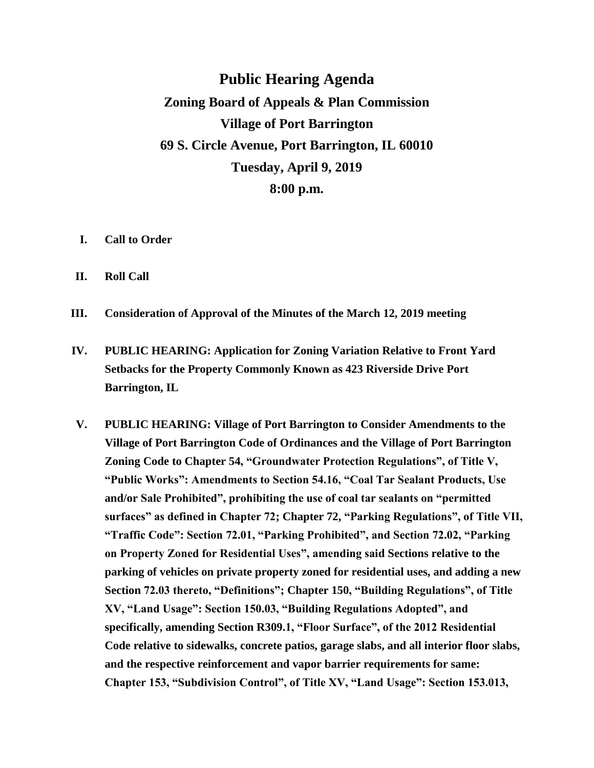# Public Hearing Agenda

## Zoning Board of Appeals & Plan Commission

## Village of Port Barrington

## 69 S. Circle Avenue, Port Barrington, IL 60010

## Tuesday, April 9, 2019

## 8:00 p.m.

I. **Call to Order**

II. **Roll Call**

III. **Consideration of Approval of the Minutes of the March 12, 2019 meeting**

IV. **PUBLIC HEARING: Application for Zoning Variation Relative to Front Yard Setbacks for the Property Commonly Known as 423 Riverside Drive Port Barrington, IL**

V. **PUBLIC HEARING: Village of Port Barrington to Consider Amendments to the Village of Port Barrington Code of Ordinances and the Village of Port Barrington Zoning Code to Chapter 54, "Groundwater Protection Regulations", of Title V, "Public Works": Amendments to Section 54.16, "Coal Tar Sealant Products, Use and/or Sale Prohibited", prohibiting the use of coal tar sealants on "permitted surfaces" as defined in Chapter 72; Chapter 72, "Parking Regulations", of Title VII, "Traffic Code": Section 72.01, "Parking Prohibited", and Section 72.02, "Parking on Property Zoned for Residential Uses", amending said Sections relative to the parking of vehicles on private property zoned for residential uses, and adding a new Section 72.03 thereto, "Definitions"; Chapter 150, "Building Regulations", of Title XV, "Land Usage": Section 150.03, "Building Regulations Adopted", and specifically, amending Section R309.1, "Floor Surface", of the 2012 Residential Code relative to sidewalks, concrete patios, garage slabs, and all interior floor slabs, and the respective reinforcement and vapor barrier requirements for same: Chapter 153, "Subdivision Control", of Title XV, "Land Usage": Section 153.013,**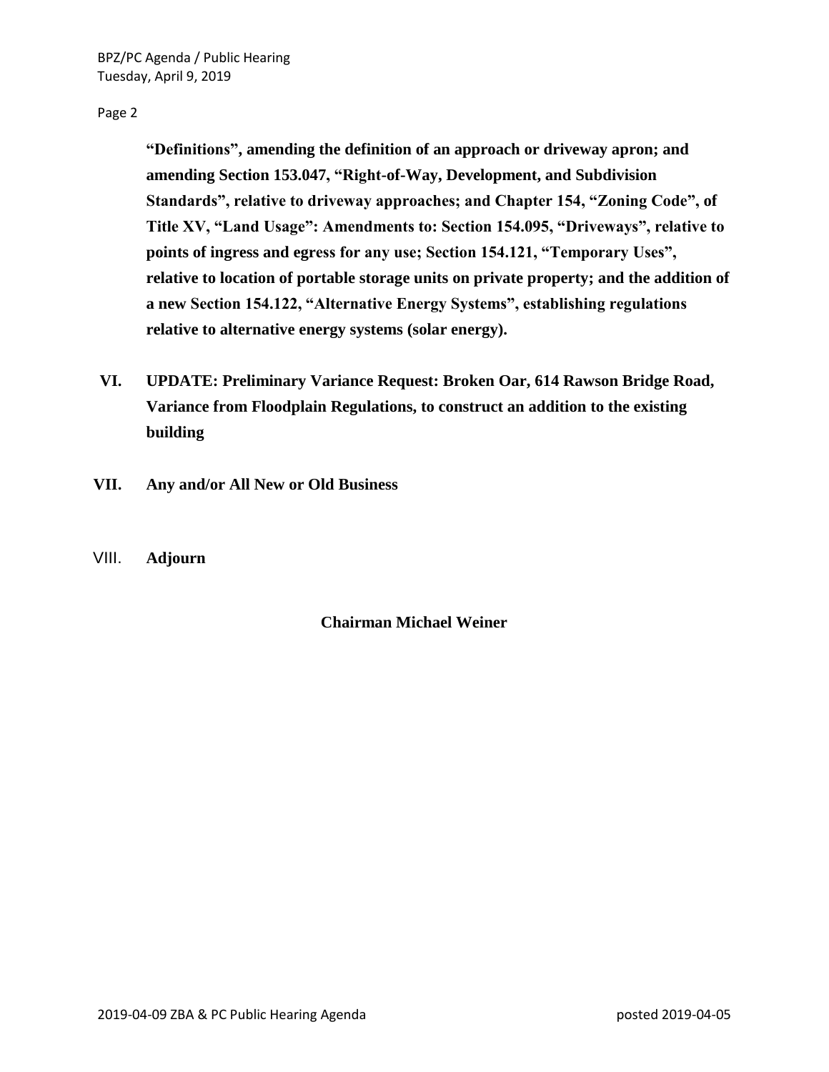**"Definitions", amending the definition of an approach or driveway apron; and amending Section 153.047, "Right-of-Way, Development, and Subdivision Standards", relative to driveway approaches; and Chapter 154, "Zoning Code", of Title XV, "Land Usage": Amendments to: Section 154.095, "Driveways", relative to points of ingress and egress for any use; Section 154.121, "Temporary Uses", relative to location of portable storage units on private property; and the addition of a new Section 154.122, "Alternative Energy Systems", establishing regulations relative to alternative energy systems (solar energy).**

**VI. UPDATE: Preliminary Variance Request: Broken Oar, 614 Rawson Bridge Road, Variance from Floodplain Regulations, to construct an addition to the existing building**

**VII. Any and/or All New or Old Business**

VIII. **Adjourn**

**Chairman Michael Weiner**